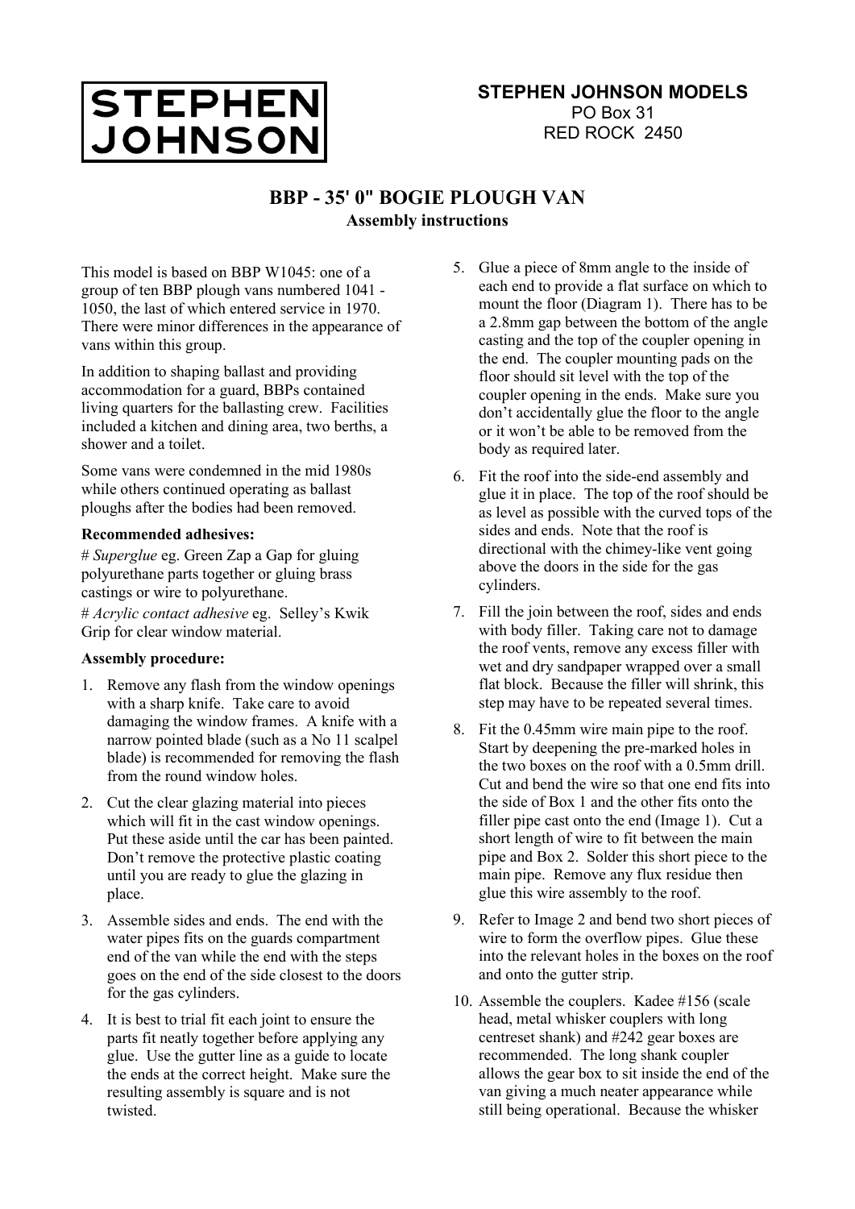**STEPHEN JOHNSON**

**STEPHEN JOHNSON MODELS**
PO Box 31
RED ROCK 2450

# BBP - 35' 0" BOGIE PLOUGH VAN

**Assembly instructions**

This model is based on BBP W1045: one of a group of ten BBP plough vans numbered 1041 - 1050, the last of which entered service in 1970. There were minor differences in the appearance of vans within this group.

In addition to shaping ballast and providing accommodation for a guard, BBPs contained living quarters for the ballasting crew. Facilities included a kitchen and dining area, two berths, a shower and a toilet.

Some vans were condemned in the mid 1980s while others continued operating as ballast ploughs after the bodies had been removed.

**Recommended adhesives:**

# *Superglue* eg. Green Zap a Gap for gluing polyurethane parts together or gluing brass castings or wire to polyurethane.

# *Acrylic contact adhesive* eg. Selley's Kwik Grip for clear window material.

**Assembly procedure:**

1. Remove any flash from the window openings with a sharp knife. Take care to avoid damaging the window frames. A knife with a narrow pointed blade (such as a No 11 scalpel blade) is recommended for removing the flash from the round window holes.
2. Cut the clear glazing material into pieces which will fit in the cast window openings. Put these aside until the car has been painted. Don't remove the protective plastic coating until you are ready to glue the glazing in place.
3. Assemble sides and ends. The end with the water pipes fits on the guards compartment end of the van while the end with the steps goes on the end of the side closest to the doors for the gas cylinders.
4. It is best to trial fit each joint to ensure the parts fit neatly together before applying any glue. Use the gutter line as a guide to locate the ends at the correct height. Make sure the resulting assembly is square and is not twisted.
5. Glue a piece of 8mm angle to the inside of each end to provide a flat surface on which to mount the floor (Diagram 1). There has to be a 2.8mm gap between the bottom of the angle casting and the top of the coupler opening in the end. The coupler mounting pads on the floor should sit level with the top of the coupler opening in the ends. Make sure you don't accidentally glue the floor to the angle or it won't be able to be removed from the body as required later.
6. Fit the roof into the side-end assembly and glue it in place. The top of the roof should be as level as possible with the curved tops of the sides and ends. Note that the roof is directional with the chimey-like vent going above the doors in the side for the gas cylinders.
7. Fill the join between the roof, sides and ends with body filler. Taking care not to damage the roof vents, remove any excess filler with wet and dry sandpaper wrapped over a small flat block. Because the filler will shrink, this step may have to be repeated several times.
8. Fit the 0.45mm wire main pipe to the roof. Start by deepening the pre-marked holes in the two boxes on the roof with a 0.5mm drill. Cut and bend the wire so that one end fits into the side of Box 1 and the other fits onto the filler pipe cast onto the end (Image 1). Cut a short length of wire to fit between the main pipe and Box 2. Solder this short piece to the main pipe. Remove any flux residue then glue this wire assembly to the roof.
9. Refer to Image 2 and bend two short pieces of wire to form the overflow pipes. Glue these into the relevant holes in the boxes on the roof and onto the gutter strip.
10. Assemble the couplers. Kadee #156 (scale head, metal whisker couplers with long centreset shank) and #242 gear boxes are recommended. The long shank coupler allows the gear box to sit inside the end of the van giving a much neater appearance while still being operational. Because the whisker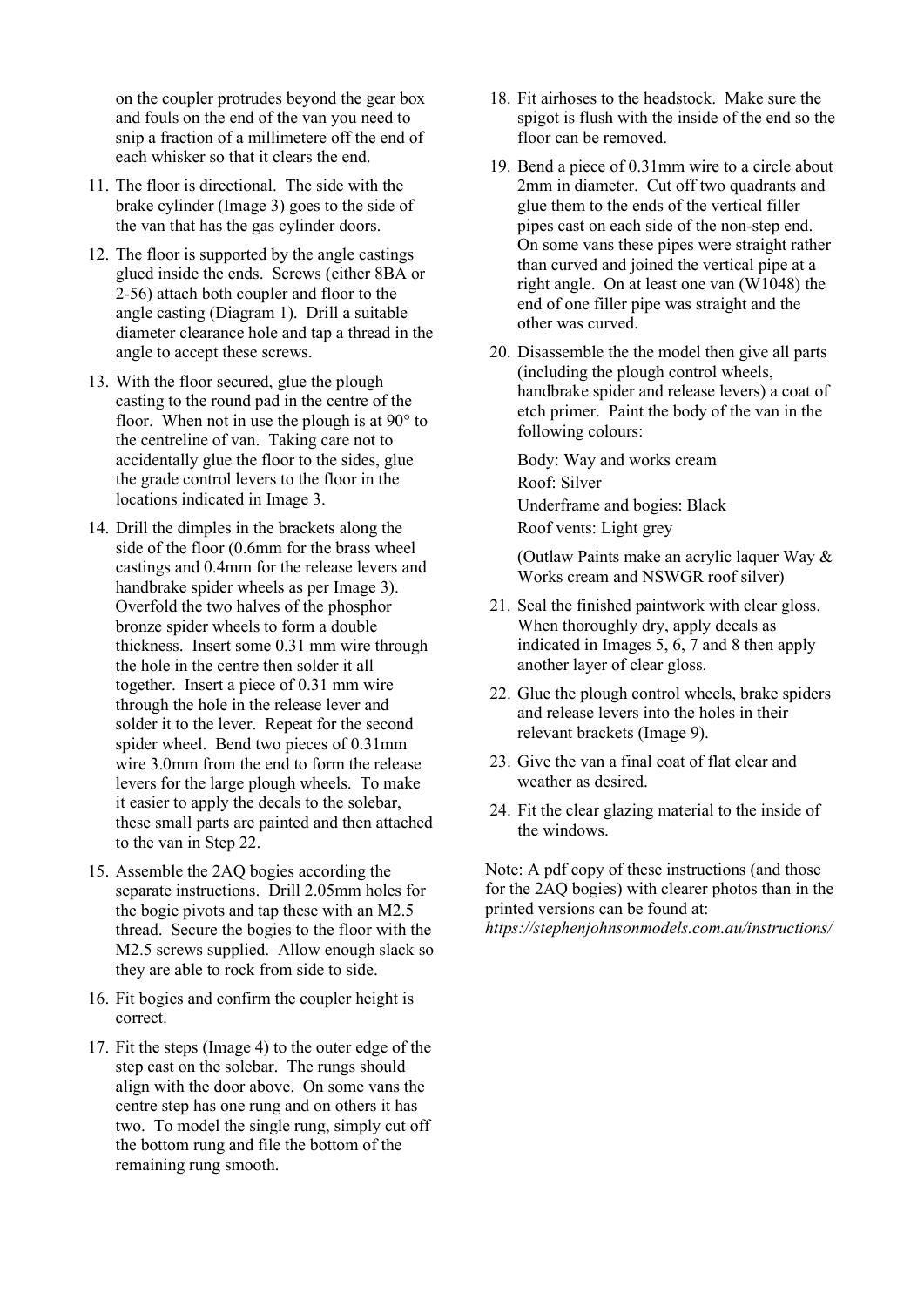on the coupler protrudes beyond the gear box and fouls on the end of the van you need to snip a fraction of a millimetere off the end of each whisker so that it clears the end.

11. The floor is directional. The side with the brake cylinder (Image 3) goes to the side of the van that has the gas cylinder doors.
12. The floor is supported by the angle castings glued inside the ends. Screws (either 8BA or 2-56) attach both coupler and floor to the angle casting (Diagram 1). Drill a suitable diameter clearance hole and tap a thread in the angle to accept these screws.
13. With the floor secured, glue the plough casting to the round pad in the centre of the floor. When not in use the plough is at 90° to the centreline of van. Taking care not to accidentally glue the floor to the sides, glue the grade control levers to the floor in the locations indicated in Image 3.
14. Drill the dimples in the brackets along the side of the floor (0.6mm for the brass wheel castings and 0.4mm for the release levers and handbrake spider wheels as per Image 3). Overfold the two halves of the phosphor bronze spider wheels to form a double thickness. Insert some 0.31 mm wire through the hole in the centre then solder it all together. Insert a piece of 0.31 mm wire through the hole in the release lever and solder it to the lever. Repeat for the second spider wheel. Bend two pieces of 0.31mm wire 3.0mm from the end to form the release levers for the large plough wheels. To make it easier to apply the decals to the solebar, these small parts are painted and then attached to the van in Step 22.
15. Assemble the 2AQ bogies according the separate instructions. Drill 2.05mm holes for the bogie pivots and tap these with an M2.5 thread. Secure the bogies to the floor with the M2.5 screws supplied. Allow enough slack so they are able to rock from side to side.
16. Fit bogies and confirm the coupler height is correct.
17. Fit the steps (Image 4) to the outer edge of the step cast on the solebar. The rungs should align with the door above. On some vans the centre step has one rung and on others it has two. To model the single rung, simply cut off the bottom rung and file the bottom of the remaining rung smooth.
18. Fit airhoses to the headstock. Make sure the spigot is flush with the inside of the end so the floor can be removed.
19. Bend a piece of 0.31mm wire to a circle about 2mm in diameter. Cut off two quadrants and glue them to the ends of the vertical filler pipes cast on each side of the non-step end. On some vans these pipes were straight rather than curved and joined the vertical pipe at a right angle. On at least one van (W1048) the end of one filler pipe was straight and the other was curved.
20. Disassemble the the model then give all parts (including the plough control wheels, handbrake spider and release levers) a coat of etch primer. Paint the body of the van in the following colours:

    Body: Way and works cream
    Roof: Silver
    Underframe and bogies: Black
    Roof vents: Light grey

    (Outlaw Paints make an acrylic laquer Way & Works cream and NSWGR roof silver)
21. Seal the finished paintwork with clear gloss. When thoroughly dry, apply decals as indicated in Images 5, 6, 7 and 8 then apply another layer of clear gloss.
22. Glue the plough control wheels, brake spiders and release levers into the holes in their relevant brackets (Image 9).
23. Give the van a final coat of flat clear and weather as desired.
24. Fit the clear glazing material to the inside of the windows.

Note: A pdf copy of these instructions (and those for the 2AQ bogies) with clearer photos than in the printed versions can be found at: *https://stephenjohnsonmodels.com.au/instructions/*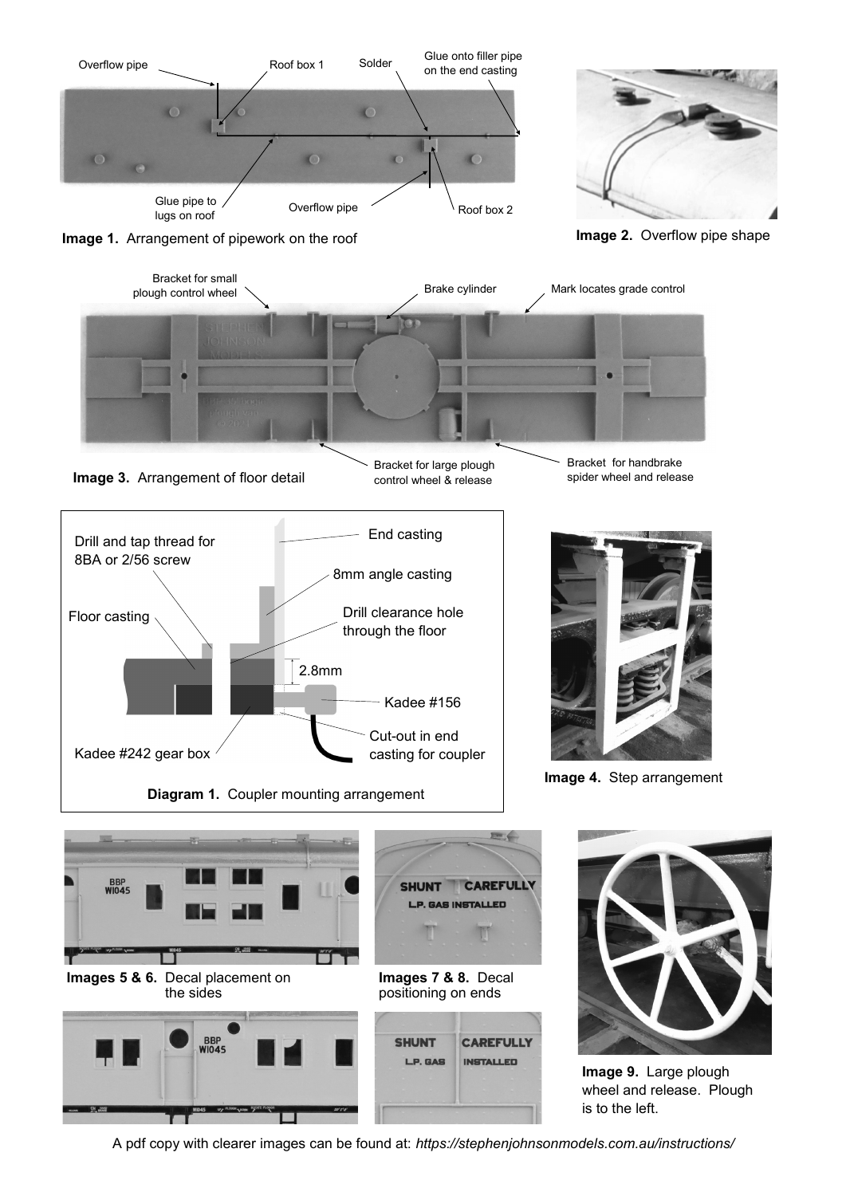Overflow pipe

Roof box 1

Solder

Glue onto filler pipe on the end casting

Glue pipe to lugs on roof

Overflow pipe

Roof box 2

**Image 1.** Arrangement of pipework on the roof

**Image 2.** Overflow pipe shape

Bracket for small plough control wheel

Brake cylinder

Mark locates grade control

Bracket for large plough control wheel & release

Bracket for handbrake spider wheel and release

**Image 3.** Arrangement of floor detail

Drill and tap thread for 8BA or 2/56 screw

End casting

8mm angle casting

Floor casting

Drill clearance hole through the floor

2.8mm

Kadee #156

Cut-out in end casting for coupler

Kadee #242 gear box

**Diagram 1.** Coupler mounting arrangement

**Image 4.** Step arrangement

**Images 5 & 6.** Decal placement on the sides

**Images 7 & 8.** Decal positioning on ends

**Image 9.** Large plough wheel and release. Plough is to the left.

A pdf copy with clearer images can be found at: *https://stephenjohnsonmodels.com.au/instructions/*